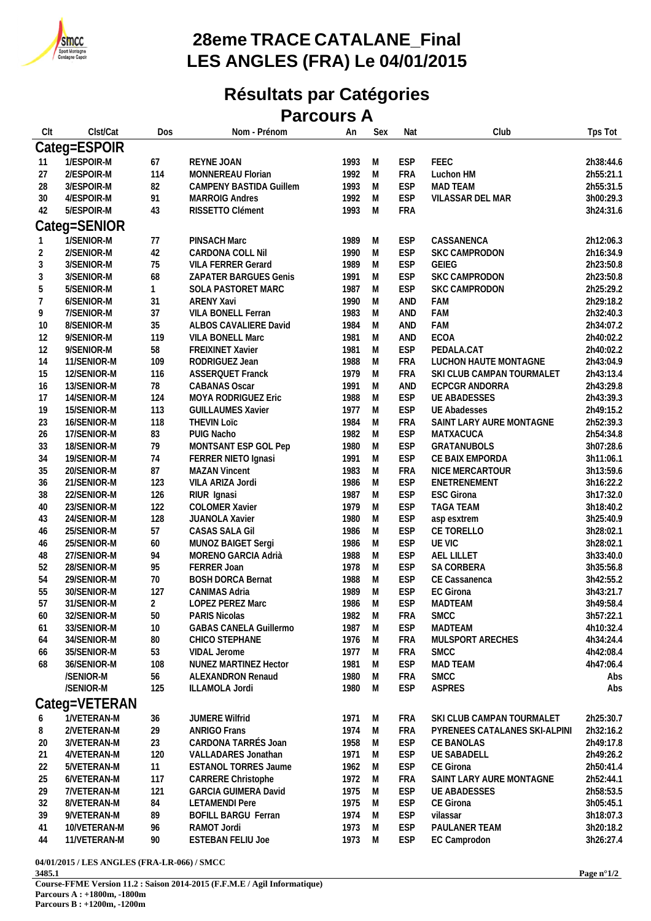# 28eme TRACE CATALANE_Final
# LES ANGLES (FRA) Le 04/01/2015

## Résultats par Catégories

### Parcours A

| Clt | Clst/Cat | Dos | Nom - Prénom | An | Sex | Nat | Club | Tps Tot |
|---|---|---|---|---|---|---|---|---|
| **Categ=ESPOIR** | | | | | | | | |
| 11 | 1/ESPOIR-M | 67 | REYNE JOAN | 1993 | M | ESP | FEEC | 2h38:44.6 |
| 27 | 2/ESPOIR-M | 114 | MONNEREAU Florian | 1992 | M | FRA | Luchon HM | 2h55:21.1 |
| 28 | 3/ESPOIR-M | 82 | CAMPENY BASTIDA Guillem | 1993 | M | ESP | MAD TEAM | 2h55:31.5 |
| 30 | 4/ESPOIR-M | 91 | MARROIG Andres | 1992 | M | ESP | VILASSAR DEL MAR | 3h00:29.3 |
| 42 | 5/ESPOIR-M | 43 | RISSETTO Clément | 1993 | M | FRA | | 3h24:31.6 |
| **Categ=SENIOR** | | | | | | | | |
| 1 | 1/SENIOR-M | 77 | PINSACH Marc | 1989 | M | ESP | CASSANENCA | 2h12:06.3 |
| 2 | 2/SENIOR-M | 42 | CARDONA COLL Nil | 1990 | M | ESP | SKC CAMPRODON | 2h16:34.9 |
| 3 | 3/SENIOR-M | 75 | VILA FERRER Gerard | 1989 | M | ESP | GEIEG | 2h23:50.8 |
| 3 | 3/SENIOR-M | 68 | ZAPATER BARGUES Genis | 1991 | M | ESP | SKC CAMPRODON | 2h23:50.8 |
| 5 | 5/SENIOR-M | 1 | SOLA PASTORET MARC | 1987 | M | ESP | SKC CAMPRODON | 2h25:29.2 |
| 7 | 6/SENIOR-M | 31 | ARENY Xavi | 1990 | M | AND | FAM | 2h29:18.2 |
| 9 | 7/SENIOR-M | 37 | VILA BONELL Ferran | 1983 | M | AND | FAM | 2h32:40.3 |
| 10 | 8/SENIOR-M | 35 | ALBOS CAVALIERE David | 1984 | M | AND | FAM | 2h34:07.2 |
| 12 | 9/SENIOR-M | 119 | VILA BONELL Marc | 1981 | M | AND | ECOA | 2h40:02.2 |
| 12 | 9/SENIOR-M | 58 | FREIXINET Xavier | 1981 | M | ESP | PEDALA.CAT | 2h40:02.2 |
| 14 | 11/SENIOR-M | 109 | RODRIGUEZ Jean | 1988 | M | FRA | LUCHON HAUTE MONTAGNE | 2h43:04.9 |
| 15 | 12/SENIOR-M | 116 | ASSERQUET Franck | 1979 | M | FRA | SKI CLUB CAMPAN TOURMALET | 2h43:13.4 |
| 16 | 13/SENIOR-M | 78 | CABANAS Oscar | 1991 | M | AND | ECPCGR ANDORRA | 2h43:29.8 |
| 17 | 14/SENIOR-M | 124 | MOYA RODRIGUEZ Eric | 1988 | M | ESP | UE ABADESSES | 2h43:39.3 |
| 19 | 15/SENIOR-M | 113 | GUILLAUMES Xavier | 1977 | M | ESP | UE Abadesses | 2h49:15.2 |
| 23 | 16/SENIOR-M | 118 | THEVIN Loïc | 1984 | M | FRA | SAINT LARY AURE MONTAGNE | 2h52:39.3 |
| 26 | 17/SENIOR-M | 83 | PUIG Nacho | 1982 | M | ESP | MATXACUCA | 2h54:34.8 |
| 33 | 18/SENIOR-M | 79 | MONTSANT ESP GOL Pep | 1980 | M | ESP | GRATANUBOLS | 3h07:28.6 |
| 34 | 19/SENIOR-M | 74 | FERRER NIETO Ignasi | 1991 | M | ESP | CE BAIX EMPORDA | 3h11:06.1 |
| 35 | 20/SENIOR-M | 87 | MAZAN Vincent | 1983 | M | FRA | NICE MERCARTOUR | 3h13:59.6 |
| 36 | 21/SENIOR-M | 123 | VILA ARIZA Jordi | 1986 | M | ESP | ENETRENEMENT | 3h16:22.2 |
| 38 | 22/SENIOR-M | 126 | RIUR Ignasi | 1987 | M | ESP | ESC Girona | 3h17:32.0 |
| 40 | 23/SENIOR-M | 122 | COLOMER Xavier | 1979 | M | ESP | TAGA TEAM | 3h18:40.2 |
| 43 | 24/SENIOR-M | 128 | JUANOLA Xavier | 1980 | M | ESP | asp esxtrem | 3h25:40.9 |
| 46 | 25/SENIOR-M | 57 | CASAS SALA Gil | 1986 | M | ESP | CE TORELLO | 3h28:02.1 |
| 46 | 25/SENIOR-M | 60 | MUNOZ BAIGET Sergi | 1986 | M | ESP | UE VIC | 3h28:02.1 |
| 48 | 27/SENIOR-M | 94 | MORENO GARCIA Adrià | 1988 | M | ESP | AEL LILLET | 3h33:40.0 |
| 52 | 28/SENIOR-M | 95 | FERRER Joan | 1978 | M | ESP | SA CORBERA | 3h35:56.8 |
| 54 | 29/SENIOR-M | 70 | BOSH DORCA Bernat | 1988 | M | ESP | CE Cassanenca | 3h42:55.2 |
| 55 | 30/SENIOR-M | 127 | CANIMAS Adria | 1989 | M | ESP | EC Girona | 3h43:21.7 |
| 57 | 31/SENIOR-M | 2 | LOPEZ PEREZ Marc | 1986 | M | ESP | MADTEAM | 3h49:58.4 |
| 60 | 32/SENIOR-M | 50 | PARIS Nicolas | 1982 | M | FRA | SMCC | 3h57:22.1 |
| 61 | 33/SENIOR-M | 10 | GABAS CANELA Guillermo | 1987 | M | ESP | MADTEAM | 4h10:32.4 |
| 64 | 34/SENIOR-M | 80 | CHICO STEPHANE | 1976 | M | FRA | MULSPORT ARECHES | 4h34:24.4 |
| 66 | 35/SENIOR-M | 53 | VIDAL Jerome | 1977 | M | FRA | SMCC | 4h42:08.4 |
| 68 | 36/SENIOR-M | 108 | NUNEZ MARTINEZ Hector | 1981 | M | ESP | MAD TEAM | 4h47:06.4 |
| | /SENIOR-M | 56 | ALEXANDRON Renaud | 1980 | M | FRA | SMCC | Abs |
| | /SENIOR-M | 125 | ILLAMOLA Jordi | 1980 | M | ESP | ASPRES | Abs |
| **Categ=VETERAN** | | | | | | | | |
| 6 | 1/VETERAN-M | 36 | JUMERE Wilfrid | 1971 | M | FRA | SKI CLUB CAMPAN TOURMALET | 2h25:30.7 |
| 8 | 2/VETERAN-M | 29 | ANRIGO Frans | 1974 | M | FRA | PYRENEES CATALANES SKI-ALPINI | 2h32:16.2 |
| 20 | 3/VETERAN-M | 23 | CARDONA TARRÉS Joan | 1958 | M | ESP | CE BANOLAS | 2h49:17.8 |
| 21 | 4/VETERAN-M | 120 | VALLADARES Jonathan | 1971 | M | ESP | UE SABADELL | 2h49:26.2 |
| 22 | 5/VETERAN-M | 11 | ESTANOL TORRES Jaume | 1962 | M | ESP | CE Girona | 2h50:41.4 |
| 25 | 6/VETERAN-M | 117 | CARRERE Christophe | 1972 | M | FRA | SAINT LARY AURE MONTAGNE | 2h52:44.1 |
| 29 | 7/VETERAN-M | 121 | GARCIA GUIMERA David | 1975 | M | ESP | UE ABADESSES | 2h58:53.5 |
| 32 | 8/VETERAN-M | 84 | LETAMENDI Pere | 1975 | M | ESP | CE Girona | 3h05:45.1 |
| 39 | 9/VETERAN-M | 89 | BOFILL BARGU Ferran | 1974 | M | ESP | vilassar | 3h18:07.3 |
| 41 | 10/VETERAN-M | 96 | RAMOT Jordi | 1973 | M | ESP | PAULANER TEAM | 3h20:18.2 |
| 44 | 11/VETERAN-M | 90 | ESTEBAN FELIU Joe | 1973 | M | ESP | EC Camprodon | 3h26:27.4 |

**04/01/2015 / LES ANGLES (FRA-LR-066) / SMCC**
**3485.1**
**Course-FFME Version 11.2 : Saison 2014-2015 (F.F.M.E / Agil Informatique)**
**Parcours A : +1800m, -1800m**
**Parcours B : +1200m, -1200m**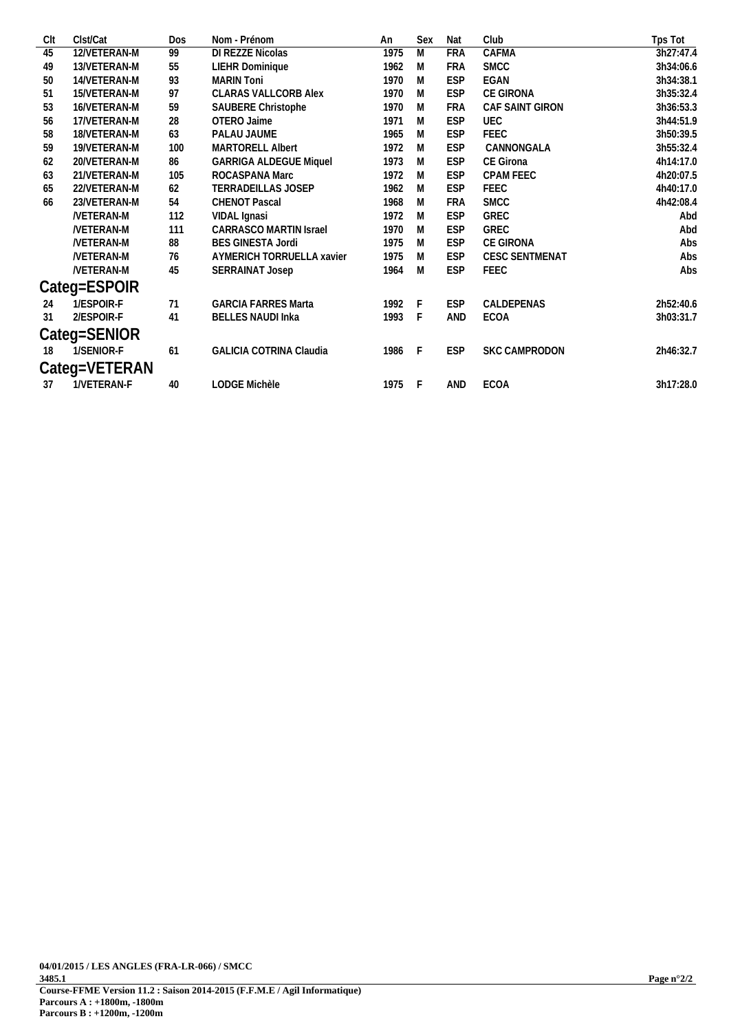| Clt | Clst/Cat | Dos | Nom - Prénom | An | Sex | Nat | Club | Tps Tot |
|---|---|---|---|---|---|---|---|---|
| 45 | 12/VETERAN-M | 99 | DI REZZE Nicolas | 1975 | M | FRA | CAFMA | 3h27:47.4 |
| 49 | 13/VETERAN-M | 55 | LIEHR Dominique | 1962 | M | FRA | SMCC | 3h34:06.6 |
| 50 | 14/VETERAN-M | 93 | MARIN Toni | 1970 | M | ESP | EGAN | 3h34:38.1 |
| 51 | 15/VETERAN-M | 97 | CLARAS VALLCORB Alex | 1970 | M | ESP | CE GIRONA | 3h35:32.4 |
| 53 | 16/VETERAN-M | 59 | SAUBERE Christophe | 1970 | M | FRA | CAF SAINT GIRON | 3h36:53.3 |
| 56 | 17/VETERAN-M | 28 | OTERO Jaime | 1971 | M | ESP | UEC | 3h44:51.9 |
| 58 | 18/VETERAN-M | 63 | PALAU JAUME | 1965 | M | ESP | FEEC | 3h50:39.5 |
| 59 | 19/VETERAN-M | 100 | MARTORELL Albert | 1972 | M | ESP | CANNONGALA | 3h55:32.4 |
| 62 | 20/VETERAN-M | 86 | GARRIGA ALDEGUE Miquel | 1973 | M | ESP | CE Girona | 4h14:17.0 |
| 63 | 21/VETERAN-M | 105 | ROCASPANA Marc | 1972 | M | ESP | CPAM FEEC | 4h20:07.5 |
| 65 | 22/VETERAN-M | 62 | TERRADEILLAS JOSEP | 1962 | M | ESP | FEEC | 4h40:17.0 |
| 66 | 23/VETERAN-M | 54 | CHENOT Pascal | 1968 | M | FRA | SMCC | 4h42:08.4 |
| | /VETERAN-M | 112 | VIDAL Ignasi | 1972 | M | ESP | GREC | Abd |
| | /VETERAN-M | 111 | CARRASCO MARTIN Israel | 1970 | M | ESP | GREC | Abd |
| | /VETERAN-M | 88 | BES GINESTA Jordi | 1975 | M | ESP | CE GIRONA | Abs |
| | /VETERAN-M | 76 | AYMERICH TORRUELLA xavier | 1975 | M | ESP | CESC SENTMENAT | Abs |
| | /VETERAN-M | 45 | SERRAINAT Josep | 1964 | M | ESP | FEEC | Abs |
| **Categ=ESPOIR** | | | | | | | | |
| 24 | 1/ESPOIR-F | 71 | GARCIA FARRES Marta | 1992 | F | ESP | CALDEPENAS | 2h52:40.6 |
| 31 | 2/ESPOIR-F | 41 | BELLES NAUDI Inka | 1993 | F | AND | ECOA | 3h03:31.7 |
| **Categ=SENIOR** | | | | | | | | |
| 18 | 1/SENIOR-F | 61 | GALICIA COTRINA Claudia | 1986 | F | ESP | SKC CAMPRODON | 2h46:32.7 |
| **Categ=VETERAN** | | | | | | | | |
| 37 | 1/VETERAN-F | 40 | LODGE Michèle | 1975 | F | AND | ECOA | 3h17:28.0 |

**04/01/2015 / LES ANGLES (FRA-LR-066) / SMCC**
**3485.1**
**Course-FFME Version 11.2 : Saison 2014-2015 (F.F.M.E / Agil Informatique)**
**Parcours A : +1800m, -1800m**
**Parcours B : +1200m, -1200m**